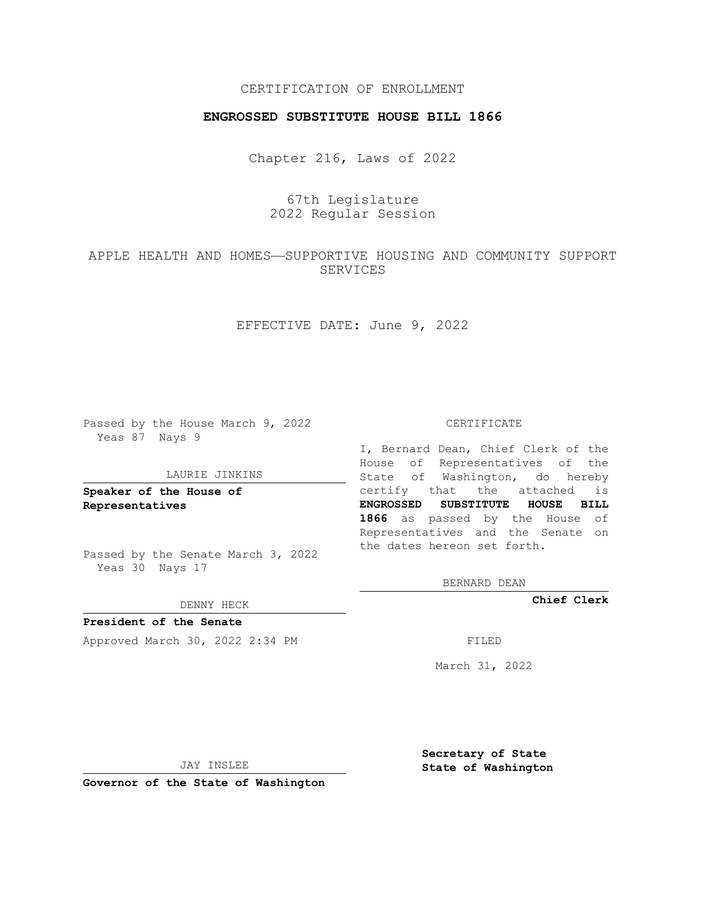CERTIFICATION OF ENROLLMENT

**ENGROSSED SUBSTITUTE HOUSE BILL 1866**

Chapter 216, Laws of 2022

67th Legislature
2022 Regular Session

APPLE HEALTH AND HOMES—SUPPORTIVE HOUSING AND COMMUNITY SUPPORT SERVICES

EFFECTIVE DATE: June 9, 2022

Passed by the House March 9, 2022
Yeas 87 Nays 9

LAURIE JINKINS

**Speaker of the House of Representatives**

Passed by the Senate March 3, 2022
Yeas 30 Nays 17

DENNY HECK

**President of the Senate**

Approved March 30, 2022 2:34 PM

JAY INSLEE

**Governor of the State of Washington**

CERTIFICATE

I, Bernard Dean, Chief Clerk of the House of Representatives of the State of Washington, do hereby certify that the attached is **ENGROSSED SUBSTITUTE HOUSE BILL 1866** as passed by the House of Representatives and the Senate on the dates hereon set forth.

BERNARD DEAN

**Chief Clerk**

FILED

March 31, 2022

**Secretary of State**
**State of Washington**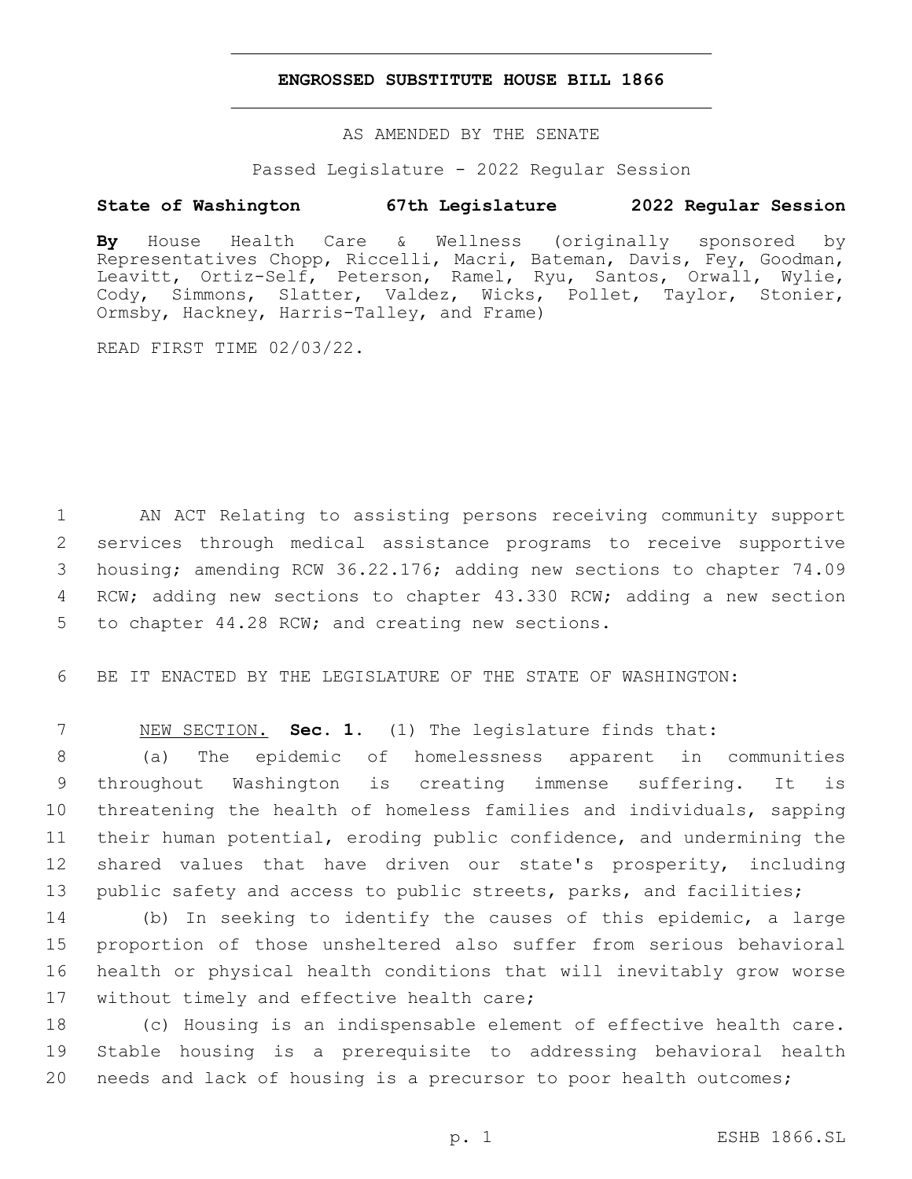# ENGROSSED SUBSTITUTE HOUSE BILL 1866

AS AMENDED BY THE SENATE

Passed Legislature - 2022 Regular Session

**State of Washington 67th Legislature 2022 Regular Session**

**By** House Health Care & Wellness (originally sponsored by Representatives Chopp, Riccelli, Macri, Bateman, Davis, Fey, Goodman, Leavitt, Ortiz-Self, Peterson, Ramel, Ryu, Santos, Orwall, Wylie, Cody, Simmons, Slatter, Valdez, Wicks, Pollet, Taylor, Stonier, Ormsby, Hackney, Harris-Talley, and Frame)

READ FIRST TIME 02/03/22.

AN ACT Relating to assisting persons receiving community support services through medical assistance programs to receive supportive housing; amending RCW 36.22.176; adding new sections to chapter 74.09 RCW; adding new sections to chapter 43.330 RCW; adding a new section to chapter 44.28 RCW; and creating new sections.

BE IT ENACTED BY THE LEGISLATURE OF THE STATE OF WASHINGTON:

NEW SECTION. **Sec. 1.** (1) The legislature finds that:

(a) The epidemic of homelessness apparent in communities throughout Washington is creating immense suffering. It is threatening the health of homeless families and individuals, sapping their human potential, eroding public confidence, and undermining the shared values that have driven our state's prosperity, including public safety and access to public streets, parks, and facilities;

(b) In seeking to identify the causes of this epidemic, a large proportion of those unsheltered also suffer from serious behavioral health or physical health conditions that will inevitably grow worse without timely and effective health care;

(c) Housing is an indispensable element of effective health care. Stable housing is a prerequisite to addressing behavioral health needs and lack of housing is a precursor to poor health outcomes;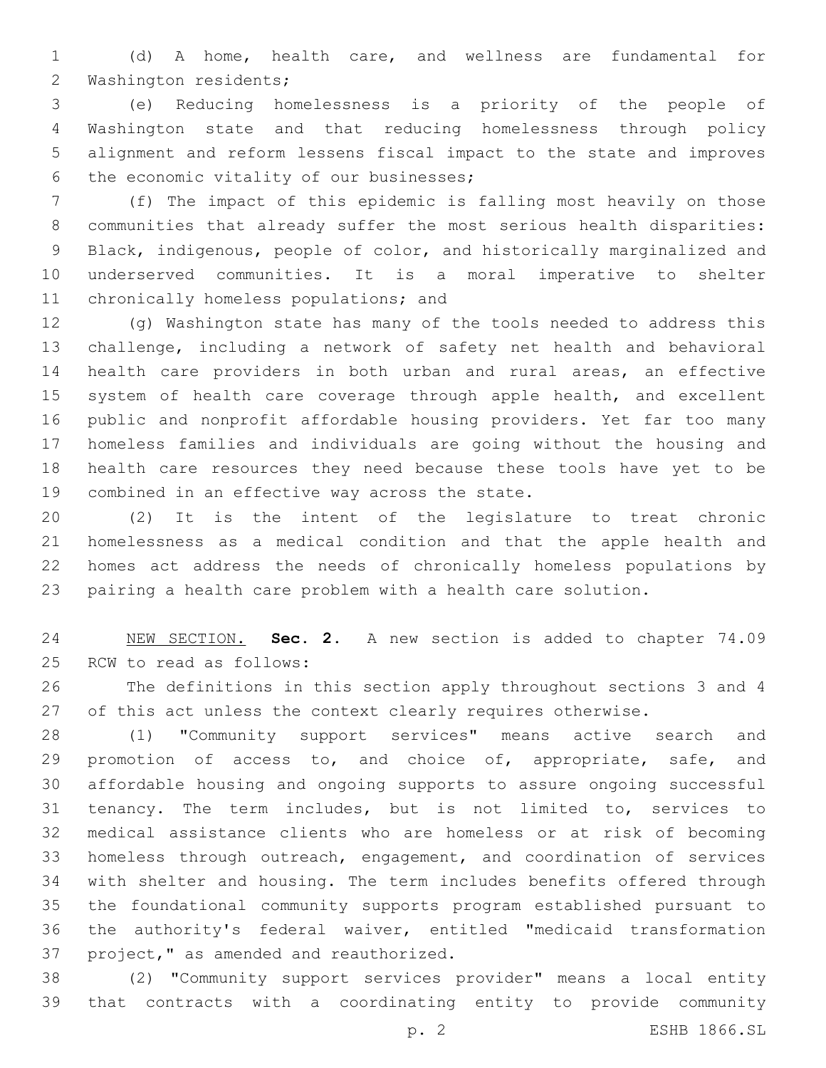(d) A home, health care, and wellness are fundamental for Washington residents;

(e) Reducing homelessness is a priority of the people of Washington state and that reducing homelessness through policy alignment and reform lessens fiscal impact to the state and improves the economic vitality of our businesses;

(f) The impact of this epidemic is falling most heavily on those communities that already suffer the most serious health disparities: Black, indigenous, people of color, and historically marginalized and underserved communities. It is a moral imperative to shelter chronically homeless populations; and

(g) Washington state has many of the tools needed to address this challenge, including a network of safety net health and behavioral health care providers in both urban and rural areas, an effective system of health care coverage through apple health, and excellent public and nonprofit affordable housing providers. Yet far too many homeless families and individuals are going without the housing and health care resources they need because these tools have yet to be combined in an effective way across the state.

(2) It is the intent of the legislature to treat chronic homelessness as a medical condition and that the apple health and homes act address the needs of chronically homeless populations by pairing a health care problem with a health care solution.

NEW SECTION. **Sec. 2.** A new section is added to chapter 74.09 RCW to read as follows:

The definitions in this section apply throughout sections 3 and 4 of this act unless the context clearly requires otherwise.

(1) "Community support services" means active search and promotion of access to, and choice of, appropriate, safe, and affordable housing and ongoing supports to assure ongoing successful tenancy. The term includes, but is not limited to, services to medical assistance clients who are homeless or at risk of becoming homeless through outreach, engagement, and coordination of services with shelter and housing. The term includes benefits offered through the foundational community supports program established pursuant to the authority's federal waiver, entitled "medicaid transformation project," as amended and reauthorized.

(2) "Community support services provider" means a local entity that contracts with a coordinating entity to provide community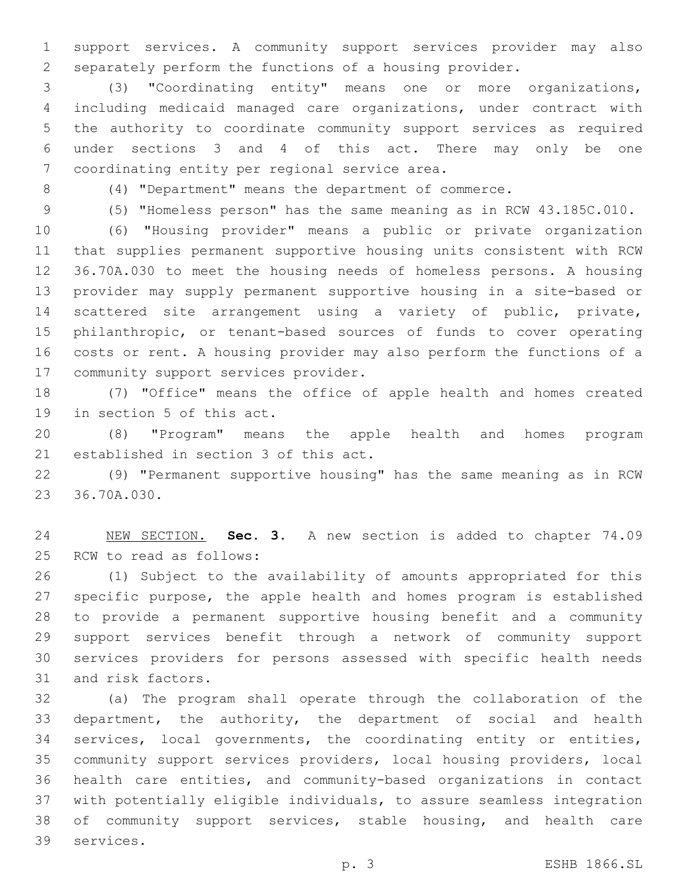support services. A community support services provider may also separately perform the functions of a housing provider.

(3) "Coordinating entity" means one or more organizations, including medicaid managed care organizations, under contract with the authority to coordinate community support services as required under sections 3 and 4 of this act. There may only be one coordinating entity per regional service area.

(4) "Department" means the department of commerce.

(5) "Homeless person" has the same meaning as in RCW 43.185C.010.

(6) "Housing provider" means a public or private organization that supplies permanent supportive housing units consistent with RCW 36.70A.030 to meet the housing needs of homeless persons. A housing provider may supply permanent supportive housing in a site-based or scattered site arrangement using a variety of public, private, philanthropic, or tenant-based sources of funds to cover operating costs or rent. A housing provider may also perform the functions of a community support services provider.

(7) "Office" means the office of apple health and homes created in section 5 of this act.

(8) "Program" means the apple health and homes program established in section 3 of this act.

(9) "Permanent supportive housing" has the same meaning as in RCW 36.70A.030.

NEW SECTION. **Sec. 3.** A new section is added to chapter 74.09 RCW to read as follows:

(1) Subject to the availability of amounts appropriated for this specific purpose, the apple health and homes program is established to provide a permanent supportive housing benefit and a community support services benefit through a network of community support services providers for persons assessed with specific health needs and risk factors.

(a) The program shall operate through the collaboration of the department, the authority, the department of social and health services, local governments, the coordinating entity or entities, community support services providers, local housing providers, local health care entities, and community-based organizations in contact with potentially eligible individuals, to assure seamless integration of community support services, stable housing, and health care services.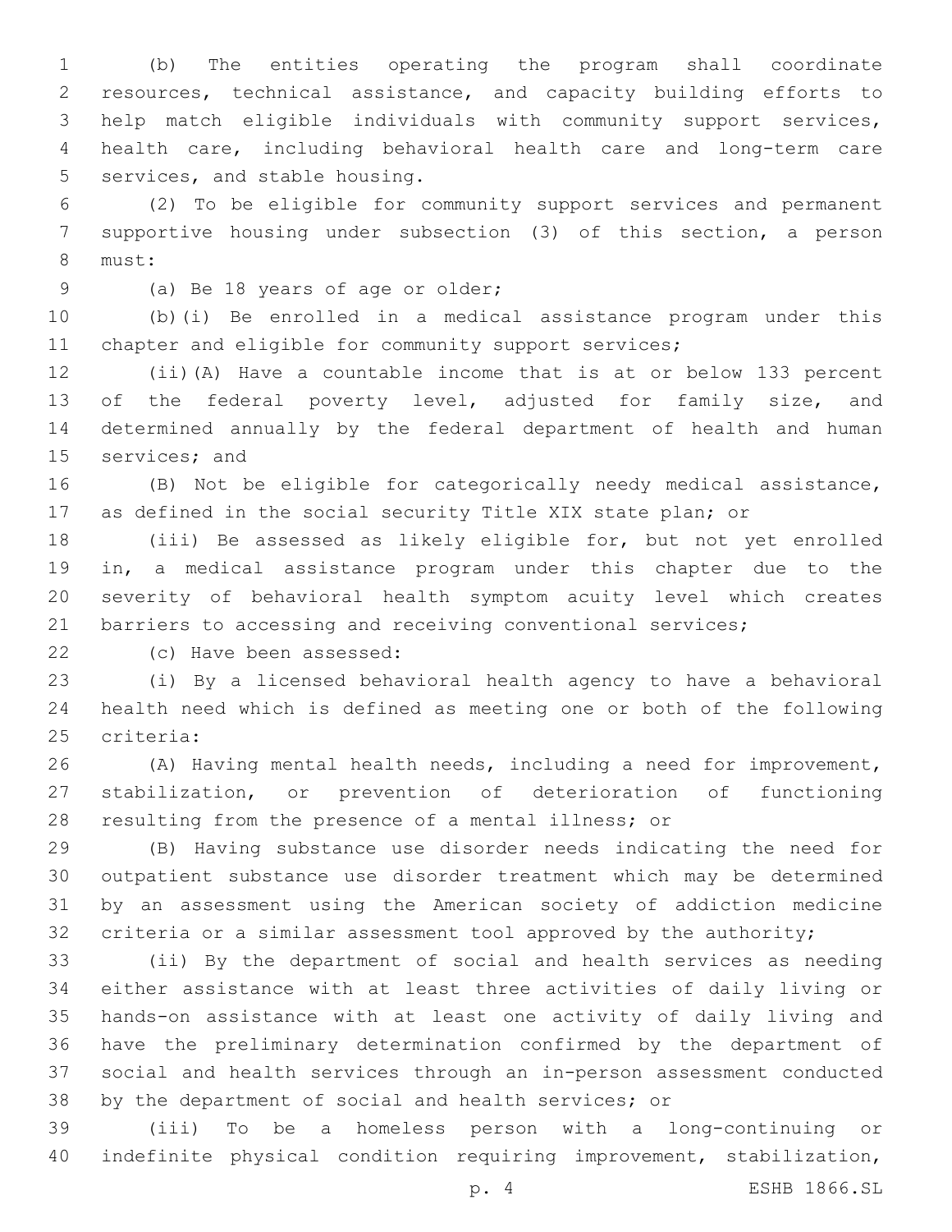(b) The entities operating the program shall coordinate resources, technical assistance, and capacity building efforts to help match eligible individuals with community support services, health care, including behavioral health care and long-term care services, and stable housing.

(2) To be eligible for community support services and permanent supportive housing under subsection (3) of this section, a person must:

(a) Be 18 years of age or older;

(b)(i) Be enrolled in a medical assistance program under this chapter and eligible for community support services;

(ii)(A) Have a countable income that is at or below 133 percent of the federal poverty level, adjusted for family size, and determined annually by the federal department of health and human services; and

(B) Not be eligible for categorically needy medical assistance, as defined in the social security Title XIX state plan; or

(iii) Be assessed as likely eligible for, but not yet enrolled in, a medical assistance program under this chapter due to the severity of behavioral health symptom acuity level which creates barriers to accessing and receiving conventional services;

(c) Have been assessed:

(i) By a licensed behavioral health agency to have a behavioral health need which is defined as meeting one or both of the following criteria:

(A) Having mental health needs, including a need for improvement, stabilization, or prevention of deterioration of functioning resulting from the presence of a mental illness; or

(B) Having substance use disorder needs indicating the need for outpatient substance use disorder treatment which may be determined by an assessment using the American society of addiction medicine criteria or a similar assessment tool approved by the authority;

(ii) By the department of social and health services as needing either assistance with at least three activities of daily living or hands-on assistance with at least one activity of daily living and have the preliminary determination confirmed by the department of social and health services through an in-person assessment conducted by the department of social and health services; or

(iii) To be a homeless person with a long-continuing or indefinite physical condition requiring improvement, stabilization,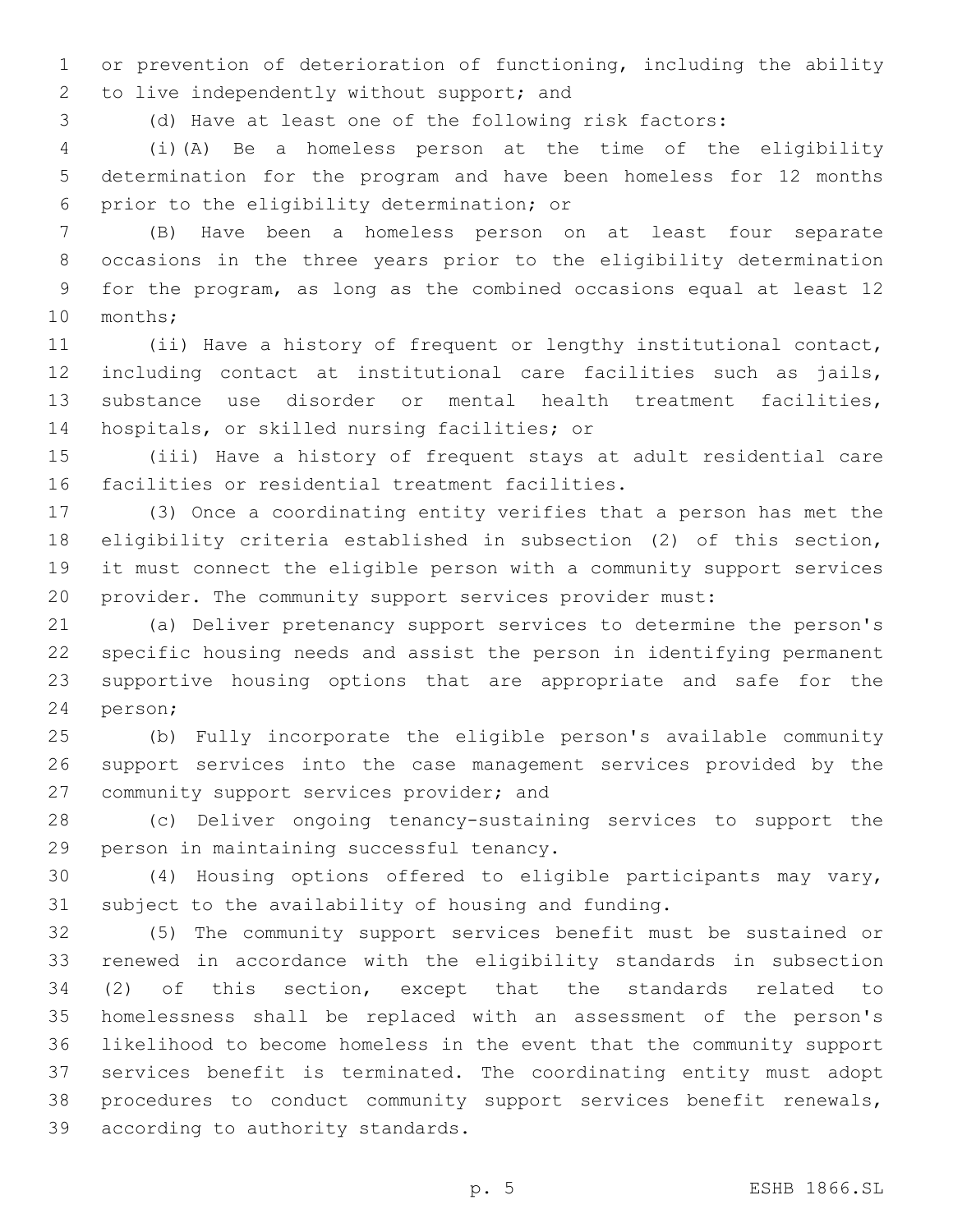or prevention of deterioration of functioning, including the ability to live independently without support; and

(d) Have at least one of the following risk factors:

(i)(A) Be a homeless person at the time of the eligibility determination for the program and have been homeless for 12 months prior to the eligibility determination; or

(B) Have been a homeless person on at least four separate occasions in the three years prior to the eligibility determination for the program, as long as the combined occasions equal at least 12 months;

(ii) Have a history of frequent or lengthy institutional contact, including contact at institutional care facilities such as jails, substance use disorder or mental health treatment facilities, hospitals, or skilled nursing facilities; or

(iii) Have a history of frequent stays at adult residential care facilities or residential treatment facilities.

(3) Once a coordinating entity verifies that a person has met the eligibility criteria established in subsection (2) of this section, it must connect the eligible person with a community support services provider. The community support services provider must:

(a) Deliver pretenancy support services to determine the person's specific housing needs and assist the person in identifying permanent supportive housing options that are appropriate and safe for the person;

(b) Fully incorporate the eligible person's available community support services into the case management services provided by the community support services provider; and

(c) Deliver ongoing tenancy-sustaining services to support the person in maintaining successful tenancy.

(4) Housing options offered to eligible participants may vary, subject to the availability of housing and funding.

(5) The community support services benefit must be sustained or renewed in accordance with the eligibility standards in subsection (2) of this section, except that the standards related to homelessness shall be replaced with an assessment of the person's likelihood to become homeless in the event that the community support services benefit is terminated. The coordinating entity must adopt procedures to conduct community support services benefit renewals, according to authority standards.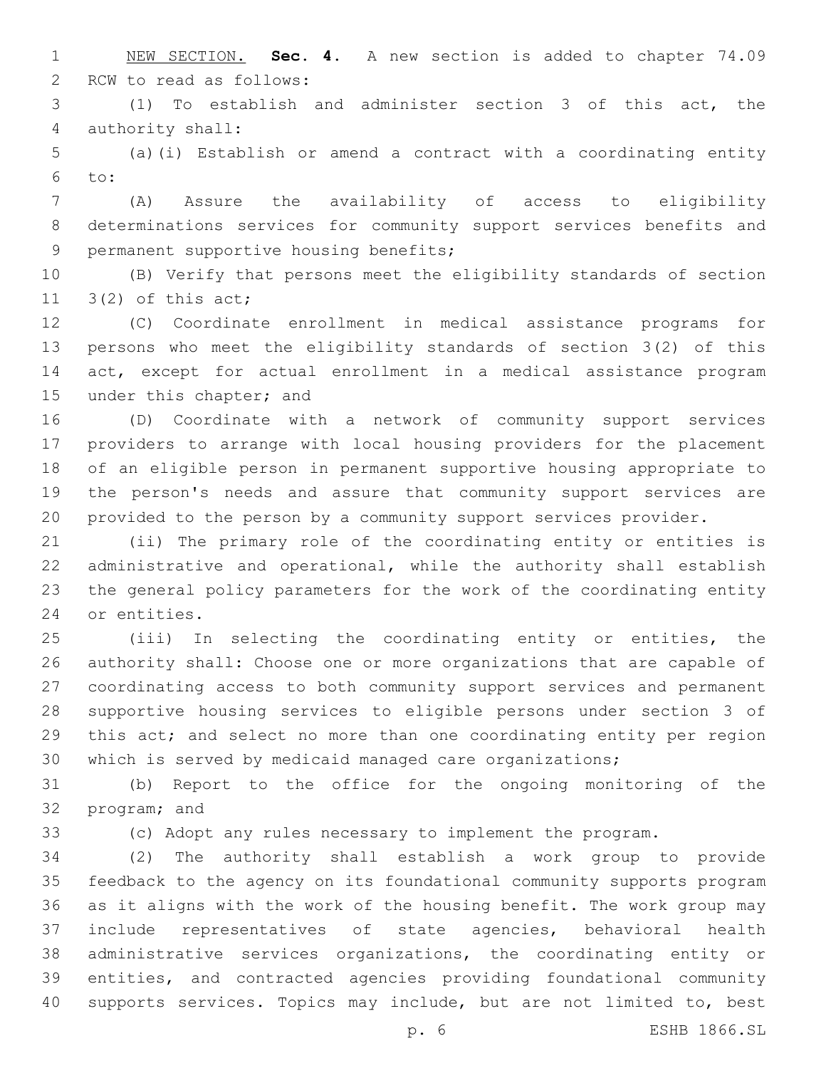NEW SECTION. **Sec. 4.** A new section is added to chapter 74.09 RCW to read as follows:

(1) To establish and administer section 3 of this act, the authority shall:

(a)(i) Establish or amend a contract with a coordinating entity to:

(A) Assure the availability of access to eligibility determinations services for community support services benefits and permanent supportive housing benefits;

(B) Verify that persons meet the eligibility standards of section 3(2) of this act;

(C) Coordinate enrollment in medical assistance programs for persons who meet the eligibility standards of section 3(2) of this act, except for actual enrollment in a medical assistance program under this chapter; and

(D) Coordinate with a network of community support services providers to arrange with local housing providers for the placement of an eligible person in permanent supportive housing appropriate to the person's needs and assure that community support services are provided to the person by a community support services provider.

(ii) The primary role of the coordinating entity or entities is administrative and operational, while the authority shall establish the general policy parameters for the work of the coordinating entity or entities.

(iii) In selecting the coordinating entity or entities, the authority shall: Choose one or more organizations that are capable of coordinating access to both community support services and permanent supportive housing services to eligible persons under section 3 of this act; and select no more than one coordinating entity per region which is served by medicaid managed care organizations;

(b) Report to the office for the ongoing monitoring of the program; and

(c) Adopt any rules necessary to implement the program.

(2) The authority shall establish a work group to provide feedback to the agency on its foundational community supports program as it aligns with the work of the housing benefit. The work group may include representatives of state agencies, behavioral health administrative services organizations, the coordinating entity or entities, and contracted agencies providing foundational community supports services. Topics may include, but are not limited to, best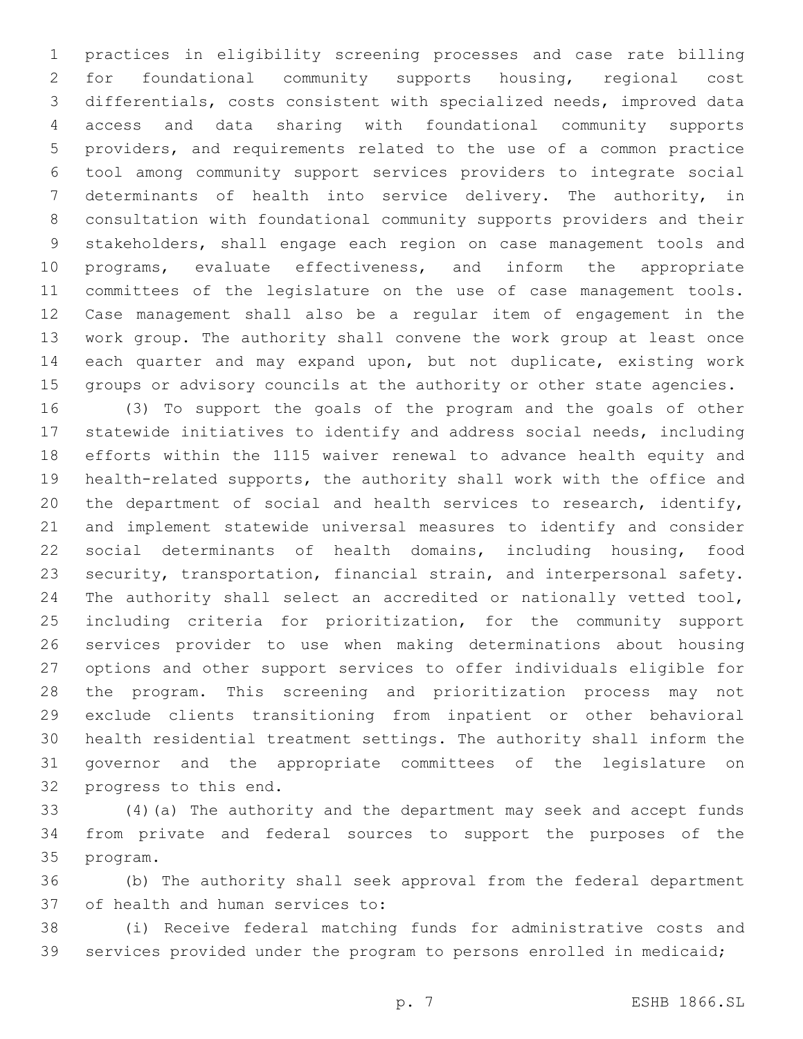practices in eligibility screening processes and case rate billing for foundational community supports housing, regional cost differentials, costs consistent with specialized needs, improved data access and data sharing with foundational community supports providers, and requirements related to the use of a common practice tool among community support services providers to integrate social determinants of health into service delivery. The authority, in consultation with foundational community supports providers and their stakeholders, shall engage each region on case management tools and programs, evaluate effectiveness, and inform the appropriate committees of the legislature on the use of case management tools. Case management shall also be a regular item of engagement in the work group. The authority shall convene the work group at least once each quarter and may expand upon, but not duplicate, existing work groups or advisory councils at the authority or other state agencies.

(3) To support the goals of the program and the goals of other statewide initiatives to identify and address social needs, including efforts within the 1115 waiver renewal to advance health equity and health-related supports, the authority shall work with the office and the department of social and health services to research, identify, and implement statewide universal measures to identify and consider social determinants of health domains, including housing, food security, transportation, financial strain, and interpersonal safety. The authority shall select an accredited or nationally vetted tool, including criteria for prioritization, for the community support services provider to use when making determinations about housing options and other support services to offer individuals eligible for the program. This screening and prioritization process may not exclude clients transitioning from inpatient or other behavioral health residential treatment settings. The authority shall inform the governor and the appropriate committees of the legislature on progress to this end.

(4)(a) The authority and the department may seek and accept funds from private and federal sources to support the purposes of the program.

(b) The authority shall seek approval from the federal department of health and human services to:

(i) Receive federal matching funds for administrative costs and services provided under the program to persons enrolled in medicaid;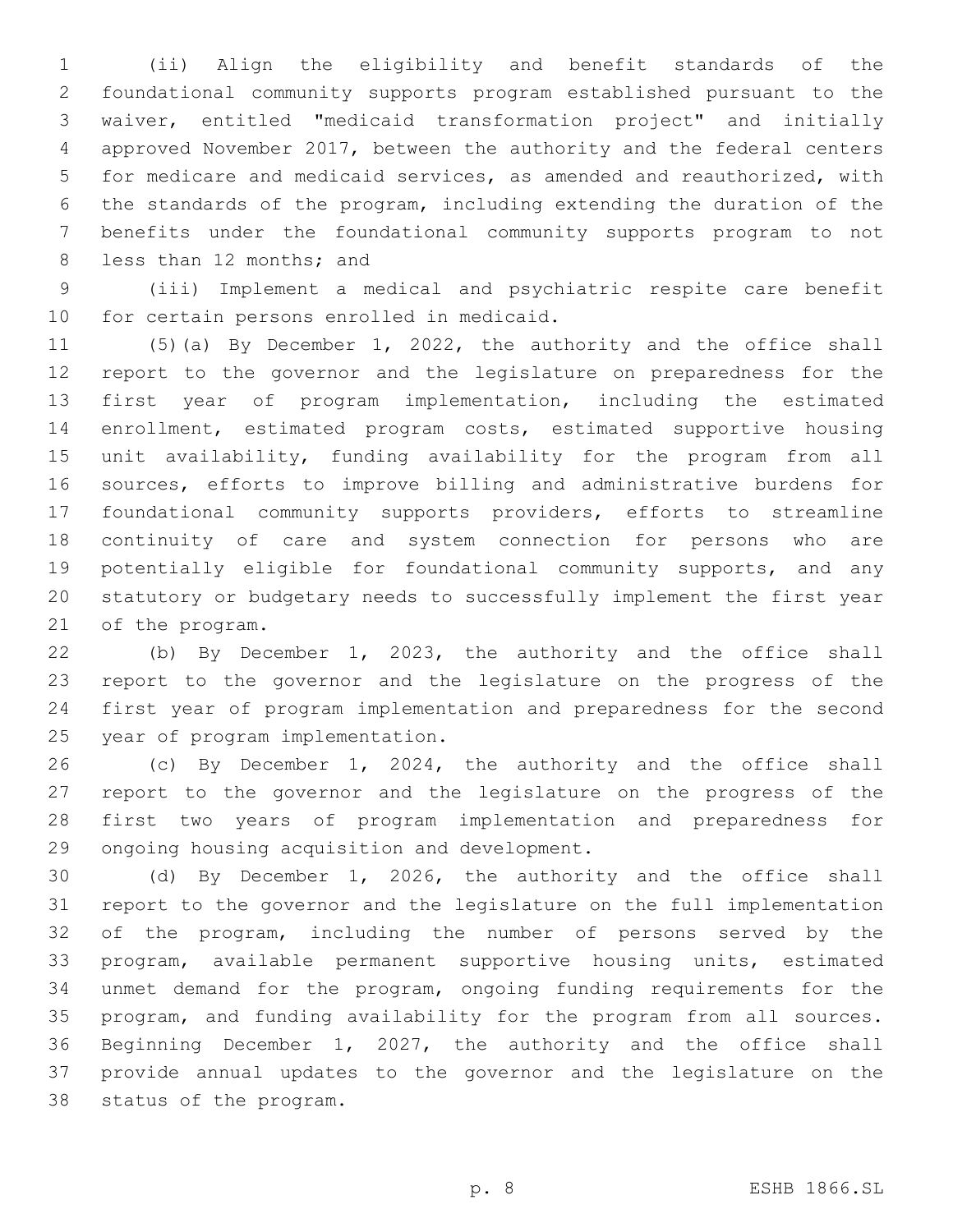(ii) Align the eligibility and benefit standards of the foundational community supports program established pursuant to the waiver, entitled "medicaid transformation project" and initially approved November 2017, between the authority and the federal centers for medicare and medicaid services, as amended and reauthorized, with the standards of the program, including extending the duration of the benefits under the foundational community supports program to not less than 12 months; and

(iii) Implement a medical and psychiatric respite care benefit for certain persons enrolled in medicaid.

(5)(a) By December 1, 2022, the authority and the office shall report to the governor and the legislature on preparedness for the first year of program implementation, including the estimated enrollment, estimated program costs, estimated supportive housing unit availability, funding availability for the program from all sources, efforts to improve billing and administrative burdens for foundational community supports providers, efforts to streamline continuity of care and system connection for persons who are potentially eligible for foundational community supports, and any statutory or budgetary needs to successfully implement the first year of the program.

(b) By December 1, 2023, the authority and the office shall report to the governor and the legislature on the progress of the first year of program implementation and preparedness for the second year of program implementation.

(c) By December 1, 2024, the authority and the office shall report to the governor and the legislature on the progress of the first two years of program implementation and preparedness for ongoing housing acquisition and development.

(d) By December 1, 2026, the authority and the office shall report to the governor and the legislature on the full implementation of the program, including the number of persons served by the program, available permanent supportive housing units, estimated unmet demand for the program, ongoing funding requirements for the program, and funding availability for the program from all sources. Beginning December 1, 2027, the authority and the office shall provide annual updates to the governor and the legislature on the status of the program.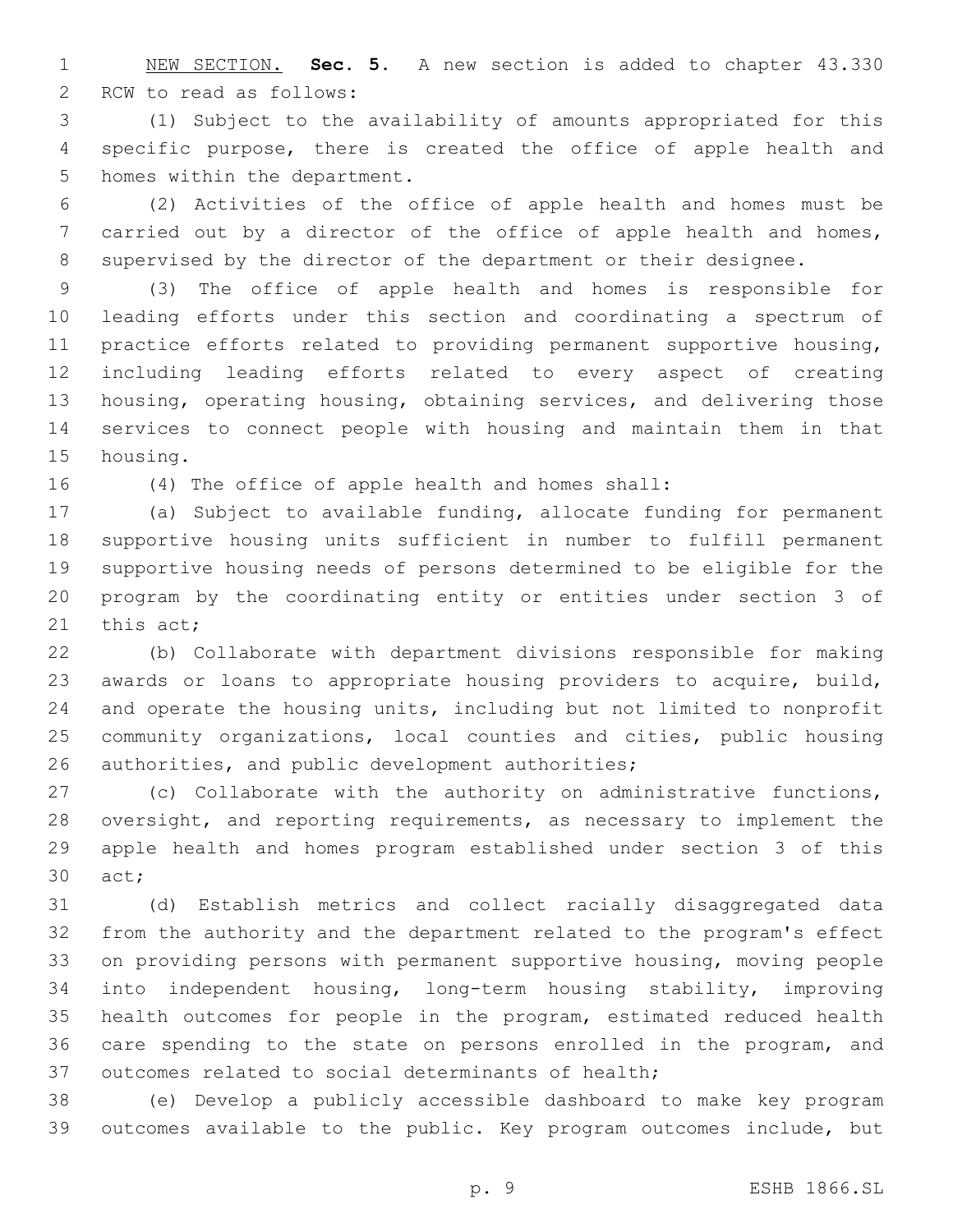NEW SECTION. **Sec. 5.** A new section is added to chapter 43.330 RCW to read as follows:

(1) Subject to the availability of amounts appropriated for this specific purpose, there is created the office of apple health and homes within the department.

(2) Activities of the office of apple health and homes must be carried out by a director of the office of apple health and homes, supervised by the director of the department or their designee.

(3) The office of apple health and homes is responsible for leading efforts under this section and coordinating a spectrum of practice efforts related to providing permanent supportive housing, including leading efforts related to every aspect of creating housing, operating housing, obtaining services, and delivering those services to connect people with housing and maintain them in that housing.

(4) The office of apple health and homes shall:

(a) Subject to available funding, allocate funding for permanent supportive housing units sufficient in number to fulfill permanent supportive housing needs of persons determined to be eligible for the program by the coordinating entity or entities under section 3 of this act;

(b) Collaborate with department divisions responsible for making awards or loans to appropriate housing providers to acquire, build, and operate the housing units, including but not limited to nonprofit community organizations, local counties and cities, public housing authorities, and public development authorities;

(c) Collaborate with the authority on administrative functions, oversight, and reporting requirements, as necessary to implement the apple health and homes program established under section 3 of this act;

(d) Establish metrics and collect racially disaggregated data from the authority and the department related to the program's effect on providing persons with permanent supportive housing, moving people into independent housing, long-term housing stability, improving health outcomes for people in the program, estimated reduced health care spending to the state on persons enrolled in the program, and outcomes related to social determinants of health;

(e) Develop a publicly accessible dashboard to make key program outcomes available to the public. Key program outcomes include, but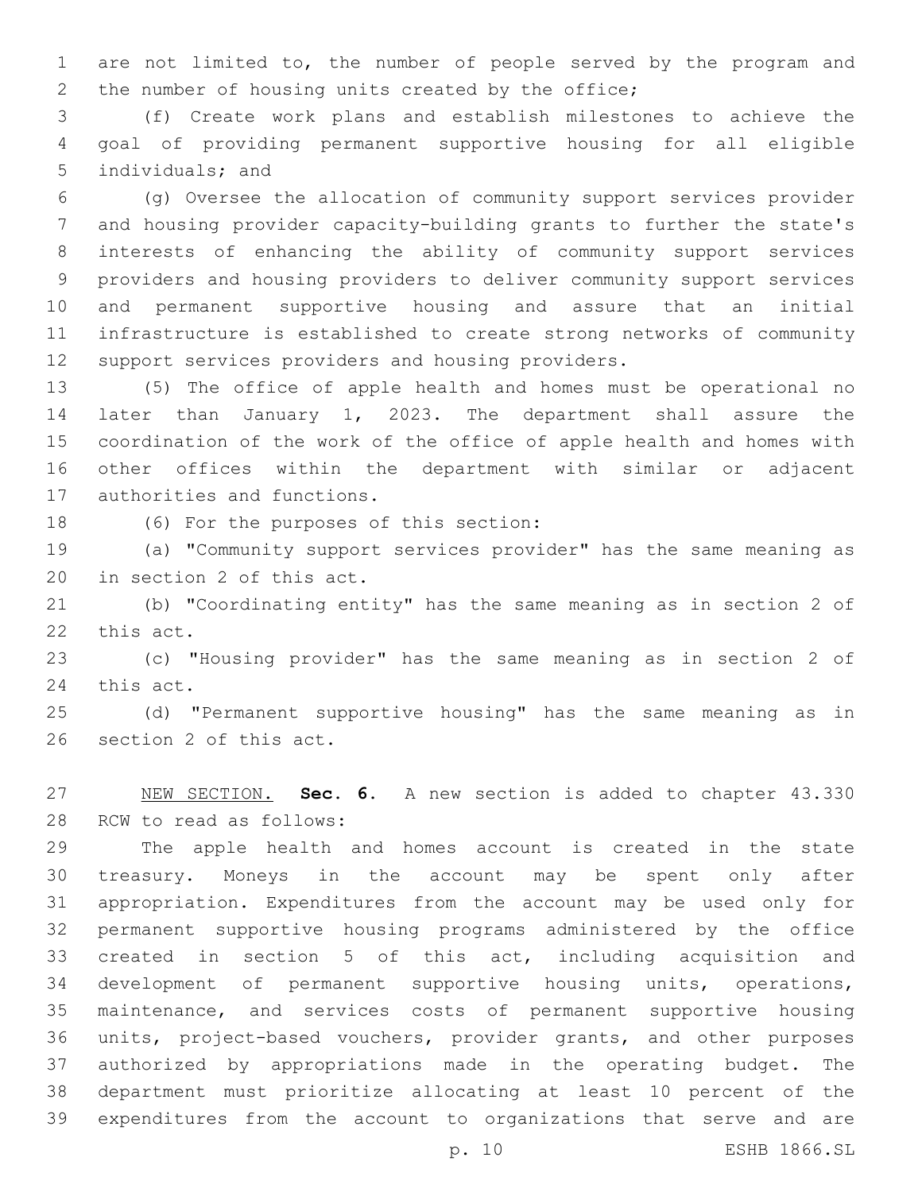are not limited to, the number of people served by the program and the number of housing units created by the office;

(f) Create work plans and establish milestones to achieve the goal of providing permanent supportive housing for all eligible individuals; and

(g) Oversee the allocation of community support services provider and housing provider capacity-building grants to further the state's interests of enhancing the ability of community support services providers and housing providers to deliver community support services and permanent supportive housing and assure that an initial infrastructure is established to create strong networks of community support services providers and housing providers.

(5) The office of apple health and homes must be operational no later than January 1, 2023. The department shall assure the coordination of the work of the office of apple health and homes with other offices within the department with similar or adjacent authorities and functions.

(6) For the purposes of this section:

(a) "Community support services provider" has the same meaning as in section 2 of this act.

(b) "Coordinating entity" has the same meaning as in section 2 of this act.

(c) "Housing provider" has the same meaning as in section 2 of this act.

(d) "Permanent supportive housing" has the same meaning as in section 2 of this act.

NEW SECTION. **Sec. 6.** A new section is added to chapter 43.330 RCW to read as follows:

The apple health and homes account is created in the state treasury. Moneys in the account may be spent only after appropriation. Expenditures from the account may be used only for permanent supportive housing programs administered by the office created in section 5 of this act, including acquisition and development of permanent supportive housing units, operations, maintenance, and services costs of permanent supportive housing units, project-based vouchers, provider grants, and other purposes authorized by appropriations made in the operating budget. The department must prioritize allocating at least 10 percent of the expenditures from the account to organizations that serve and are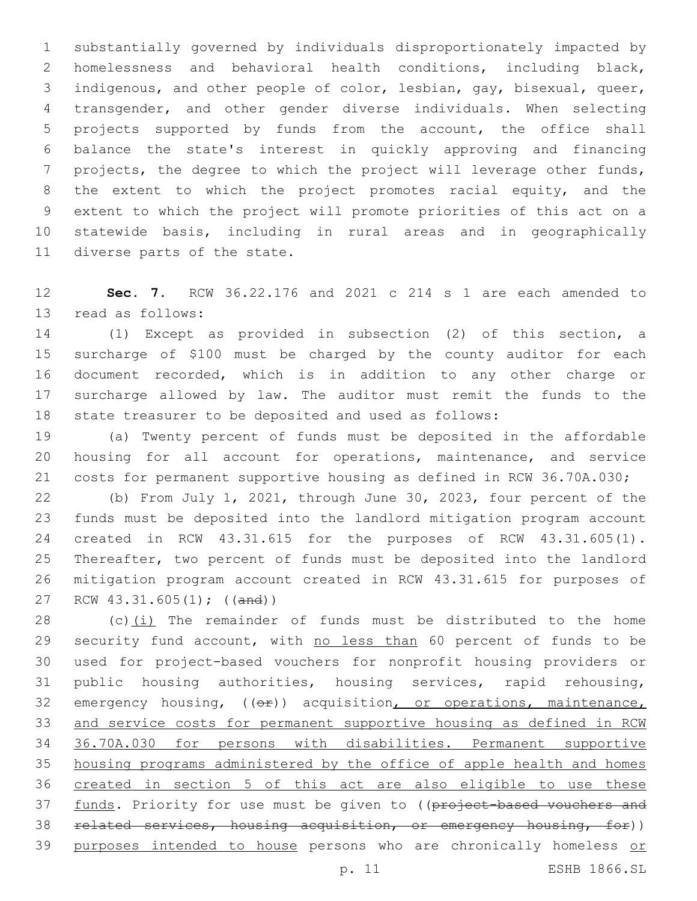substantially governed by individuals disproportionately impacted by homelessness and behavioral health conditions, including black, indigenous, and other people of color, lesbian, gay, bisexual, queer, transgender, and other gender diverse individuals. When selecting projects supported by funds from the account, the office shall balance the state's interest in quickly approving and financing projects, the degree to which the project will leverage other funds, the extent to which the project promotes racial equity, and the extent to which the project will promote priorities of this act on a statewide basis, including in rural areas and in geographically diverse parts of the state.

**Sec. 7.** RCW 36.22.176 and 2021 c 214 s 1 are each amended to read as follows:

(1) Except as provided in subsection (2) of this section, a surcharge of $100 must be charged by the county auditor for each document recorded, which is in addition to any other charge or surcharge allowed by law. The auditor must remit the funds to the state treasurer to be deposited and used as follows:

(a) Twenty percent of funds must be deposited in the affordable housing for all account for operations, maintenance, and service costs for permanent supportive housing as defined in RCW 36.70A.030;

(b) From July 1, 2021, through June 30, 2023, four percent of the funds must be deposited into the landlord mitigation program account created in RCW 43.31.615 for the purposes of RCW 43.31.605(1). Thereafter, two percent of funds must be deposited into the landlord mitigation program account created in RCW 43.31.615 for purposes of RCW 43.31.605(1); ((~~and~~))

(c)<u>(i)</u> The remainder of funds must be distributed to the home security fund account, with <u>no less than</u> 60 percent of funds to be used for project-based vouchers for nonprofit housing providers or public housing authorities, housing services, rapid rehousing, emergency housing, ((~~or~~)) acquisition<u>, or operations, maintenance, and service costs for permanent supportive housing as defined in RCW 36.70A.030 for persons with disabilities. Permanent supportive housing programs administered by the office of apple health and homes created in section 5 of this act are also eligible to use these funds</u>. Priority for use must be given to ((~~project-based vouchers and related services, housing acquisition, or emergency housing, for~~)) <u>purposes intended to house</u> persons who are chronically homeless <u>or</u>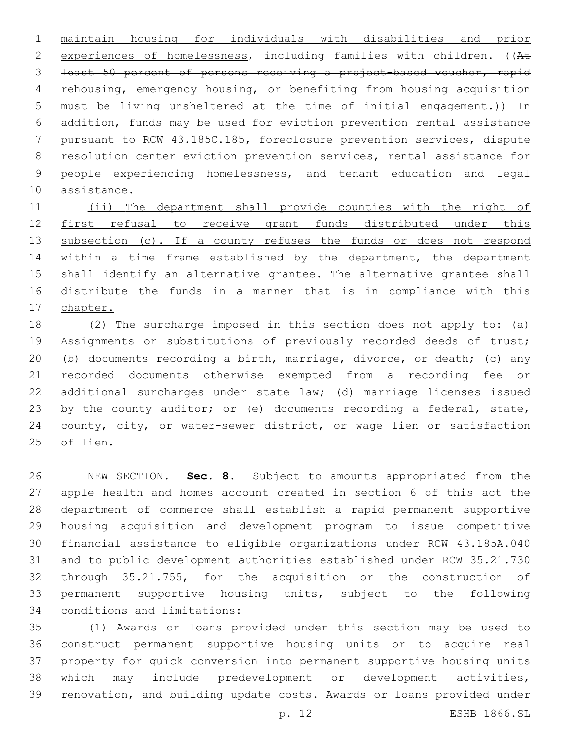maintain housing for individuals with disabilities and prior experiences of homelessness, including families with children. ((~~At least 50 percent of persons receiving a project-based voucher, rapid rehousing, emergency housing, or benefiting from housing acquisition must be living unsheltered at the time of initial engagement.~~)) In addition, funds may be used for eviction prevention rental assistance pursuant to RCW 43.185C.185, foreclosure prevention services, dispute resolution center eviction prevention services, rental assistance for people experiencing homelessness, and tenant education and legal assistance.

(ii) The department shall provide counties with the right of first refusal to receive grant funds distributed under this subsection (c). If a county refuses the funds or does not respond within a time frame established by the department, the department shall identify an alternative grantee. The alternative grantee shall distribute the funds in a manner that is in compliance with this chapter.

(2) The surcharge imposed in this section does not apply to: (a) Assignments or substitutions of previously recorded deeds of trust; (b) documents recording a birth, marriage, divorce, or death; (c) any recorded documents otherwise exempted from a recording fee or additional surcharges under state law; (d) marriage licenses issued by the county auditor; or (e) documents recording a federal, state, county, city, or water-sewer district, or wage lien or satisfaction of lien.

NEW SECTION. **Sec. 8.** Subject to amounts appropriated from the apple health and homes account created in section 6 of this act the department of commerce shall establish a rapid permanent supportive housing acquisition and development program to issue competitive financial assistance to eligible organizations under RCW 43.185A.040 and to public development authorities established under RCW 35.21.730 through 35.21.755, for the acquisition or the construction of permanent supportive housing units, subject to the following conditions and limitations:

(1) Awards or loans provided under this section may be used to construct permanent supportive housing units or to acquire real property for quick conversion into permanent supportive housing units which may include predevelopment or development activities, renovation, and building update costs. Awards or loans provided under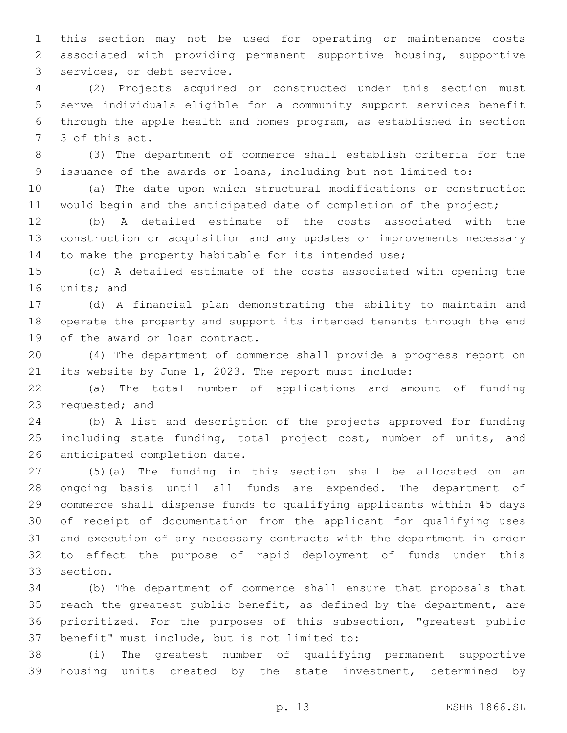this section may not be used for operating or maintenance costs associated with providing permanent supportive housing, supportive services, or debt service.

(2) Projects acquired or constructed under this section must serve individuals eligible for a community support services benefit through the apple health and homes program, as established in section 3 of this act.

(3) The department of commerce shall establish criteria for the issuance of the awards or loans, including but not limited to:

(a) The date upon which structural modifications or construction would begin and the anticipated date of completion of the project;

(b) A detailed estimate of the costs associated with the construction or acquisition and any updates or improvements necessary to make the property habitable for its intended use;

(c) A detailed estimate of the costs associated with opening the units; and

(d) A financial plan demonstrating the ability to maintain and operate the property and support its intended tenants through the end of the award or loan contract.

(4) The department of commerce shall provide a progress report on its website by June 1, 2023. The report must include:

(a) The total number of applications and amount of funding requested; and

(b) A list and description of the projects approved for funding including state funding, total project cost, number of units, and anticipated completion date.

(5)(a) The funding in this section shall be allocated on an ongoing basis until all funds are expended. The department of commerce shall dispense funds to qualifying applicants within 45 days of receipt of documentation from the applicant for qualifying uses and execution of any necessary contracts with the department in order to effect the purpose of rapid deployment of funds under this section.

(b) The department of commerce shall ensure that proposals that reach the greatest public benefit, as defined by the department, are prioritized. For the purposes of this subsection, "greatest public benefit" must include, but is not limited to:

(i) The greatest number of qualifying permanent supportive housing units created by the state investment, determined by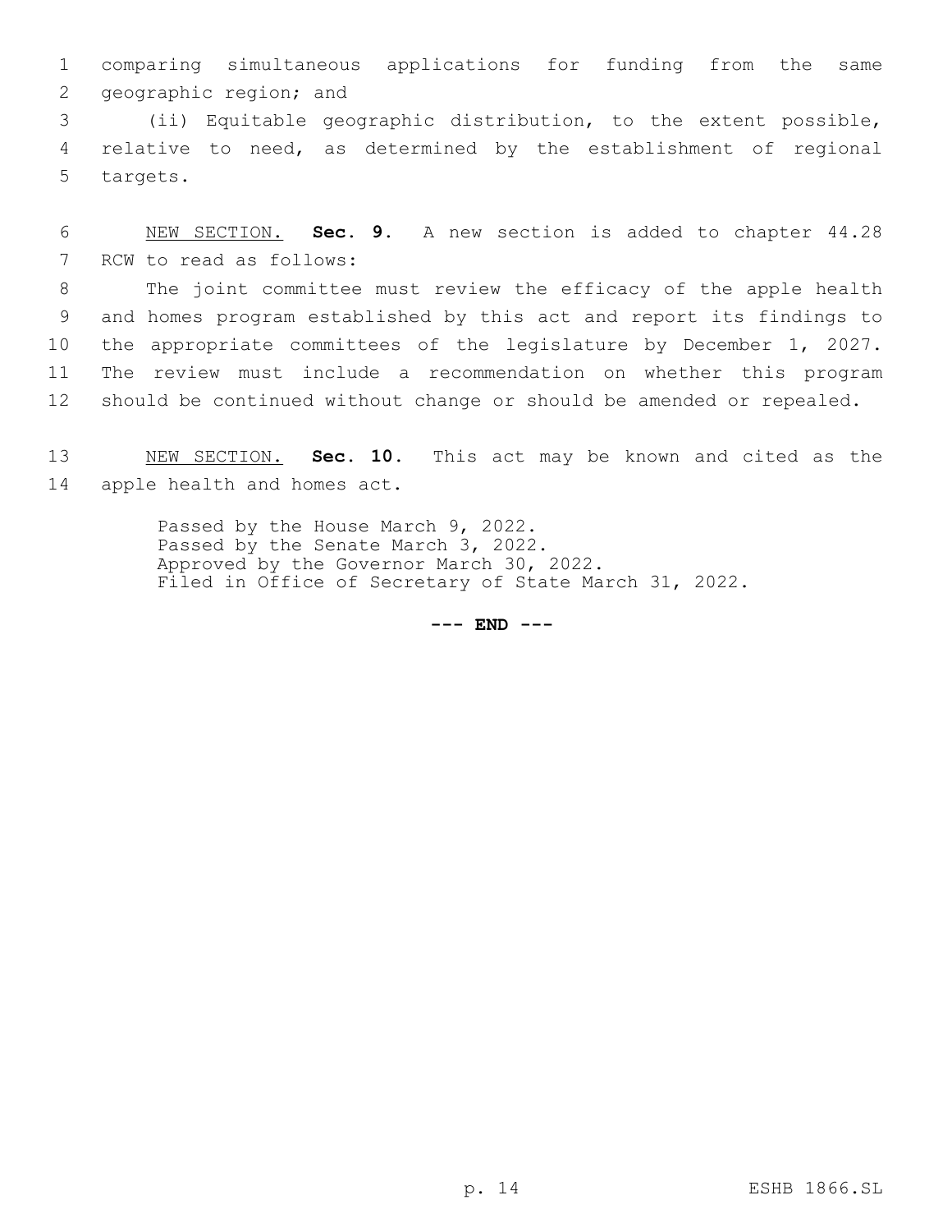comparing simultaneous applications for funding from the same geographic region; and

(ii) Equitable geographic distribution, to the extent possible, relative to need, as determined by the establishment of regional targets.

NEW SECTION. **Sec. 9.** A new section is added to chapter 44.28 RCW to read as follows:

The joint committee must review the efficacy of the apple health and homes program established by this act and report its findings to the appropriate committees of the legislature by December 1, 2027. The review must include a recommendation on whether this program should be continued without change or should be amended or repealed.

NEW SECTION. **Sec. 10.** This act may be known and cited as the apple health and homes act.

Passed by the House March 9, 2022.
Passed by the Senate March 3, 2022.
Approved by the Governor March 30, 2022.
Filed in Office of Secretary of State March 31, 2022.

**--- END ---**